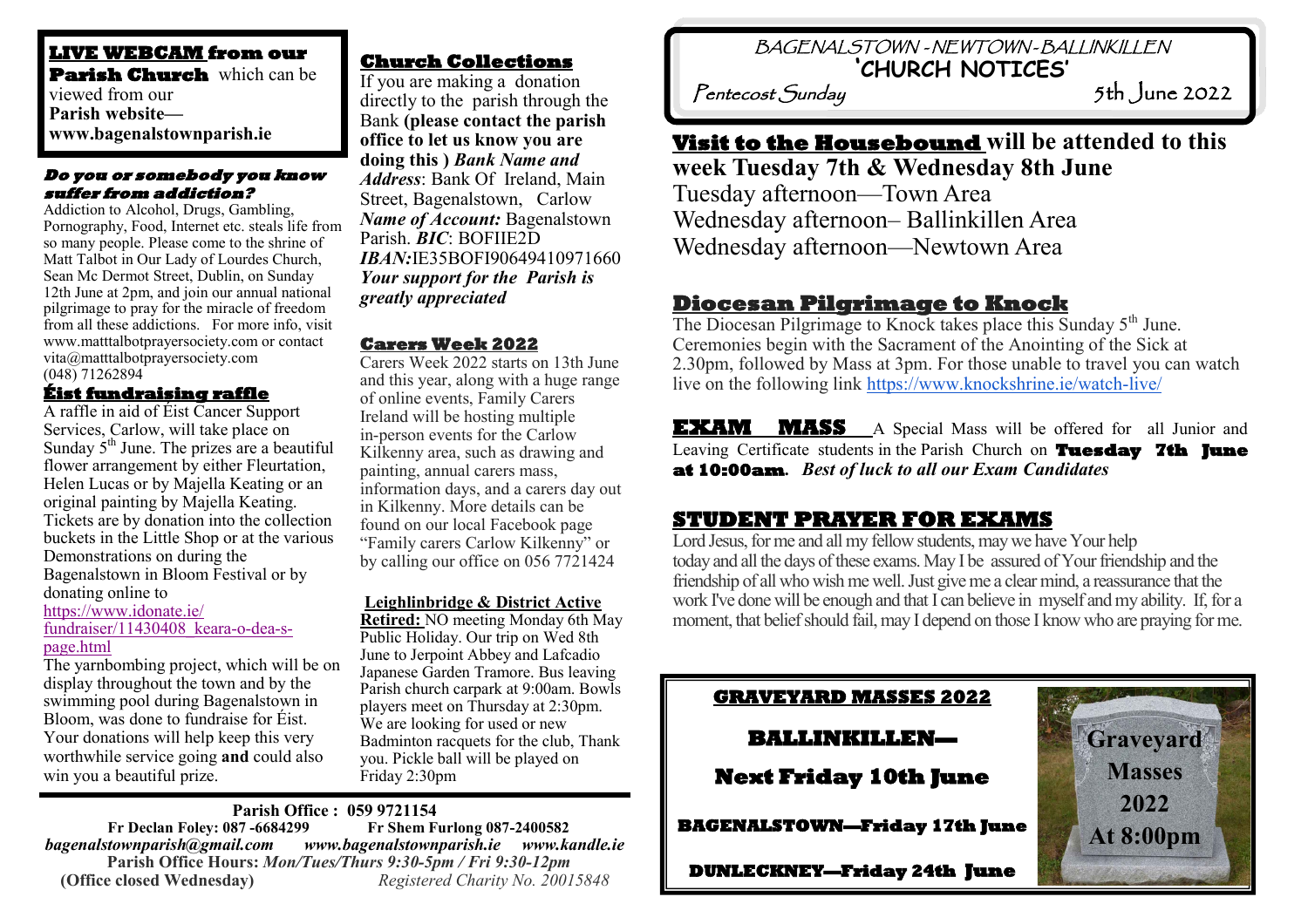# BAGENALSTOWN - NEWTOWN - BALLINKILLEN
# 'CHURCH NOTICES'

Pentecost Sunday — 5th June 2022

## LIVE WEBCAM from our Parish Church

which can be viewed from our **Parish website— www.bagenalstownparish.ie**

### *Do you or somebody you know suffer from addiction?*

Addiction to Alcohol, Drugs, Gambling, Pornography, Food, Internet etc. steals life from so many people. Please come to the shrine of Matt Talbot in Our Lady of Lourdes Church, Sean Mc Dermot Street, Dublin, on Sunday 12th June at 2pm, and join our annual national pilgrimage to pray for the miracle of freedom from all these addictions. For more info, visit www.matttalbotprayersociety.com or contact vita@matttalbotprayersociety.com (048) 71262894

## Éist fundraising raffle

A raffle in aid of Éist Cancer Support Services, Carlow, will take place on Sunday 5th June. The prizes are a beautiful flower arrangement by either Fleurtation, Helen Lucas or by Majella Keating or an original painting by Majella Keating. Tickets are by donation into the collection buckets in the Little Shop or at the various Demonstrations on during the Bagenalstown in Bloom Festival or by donating online to https://www.idonate.ie/fundraiser/11430408_keara-o-dea-s-page.html

The yarnbombing project, which will be on display throughout the town and by the swimming pool during Bagenalstown in Bloom, was done to fundraise for Éist. Your donations will help keep this very worthwhile service going **and** could also win you a beautiful prize.

## Church Collections

If you are making a donation directly to the parish through the Bank **(please contact the parish office to let us know you are doing this )** ***Bank Name and Address***: Bank Of Ireland, Main Street, Bagenalstown, Carlow ***Name of Account:*** Bagenalstown Parish. ***BIC***: BOFIIE2D ***IBAN:***IE35BOFI90649410971660 ***Your support for the Parish is greatly appreciated***

## Carers Week 2022

Carers Week 2022 starts on 13th June and this year, along with a huge range of online events, Family Carers Ireland will be hosting multiple in-person events for the Carlow Kilkenny area, such as drawing and painting, annual carers mass, information days, and a carers day out in Kilkenny. More details can be found on our local Facebook page "Family carers Carlow Kilkenny" or by calling our office on 056 7721424

## Leighlinbridge & District Active Retired:

NO meeting Monday 6th May Public Holiday. Our trip on Wed 8th June to Jerpoint Abbey and Lafcadio Japanese Garden Tramore. Bus leaving Parish church carpark at 9:00am. Bowls players meet on Thursday at 2:30pm. We are looking for used or new Badminton racquets for the club, Thank you. Pickle ball will be played on Friday 2:30pm

## Visit to the Housebound will be attended to this week Tuesday 7th & Wednesday 8th June

Tuesday afternoon—Town Area
Wednesday afternoon– Ballinkillen Area
Wednesday afternoon—Newtown Area

## Diocesan Pilgrimage to Knock

The Diocesan Pilgrimage to Knock takes place this Sunday 5th June. Ceremonies begin with the Sacrament of the Anointing of the Sick at 2.30pm, followed by Mass at 3pm. For those unable to travel you can watch live on the following link https://www.knockshrine.ie/watch-live/

**EXAM MASS** A Special Mass will be offered for all Junior and Leaving Certificate students in the Parish Church on **Tuesday 7th June at 10:00am**. *Best of luck to all our Exam Candidates*

## STUDENT PRAYER FOR EXAMS

Lord Jesus, for me and all my fellow students, may we have Your help today and all the days of these exams. May I be assured of Your friendship and the friendship of all who wish me well. Just give me a clear mind, a reassurance that the work I've done will be enough and that I can believe in myself and my ability. If, for a moment, that belief should fail, may I depend on those I know who are praying for me.

## GRAVEYARD MASSES 2022

**BALLINKILLEN— Next Friday 10th June**

**BAGENALSTOWN—Friday 17th June**

**DUNLECKNEY—Friday 24th June**

Graveyard Masses 2022 At 8:00pm

---

**Parish Office : 059 9721154**
**Fr Declan Foley: 087 -6684299 Fr Shem Furlong 087-2400582**
*bagenalstownparish@gmail.com www.bagenalstownparish.ie www.kandle.ie*
**Parish Office Hours:** *Mon/Tues/Thurs 9:30-5pm / Fri 9:30-12pm*
**(Office closed Wednesday)** *Registered Charity No. 20015848*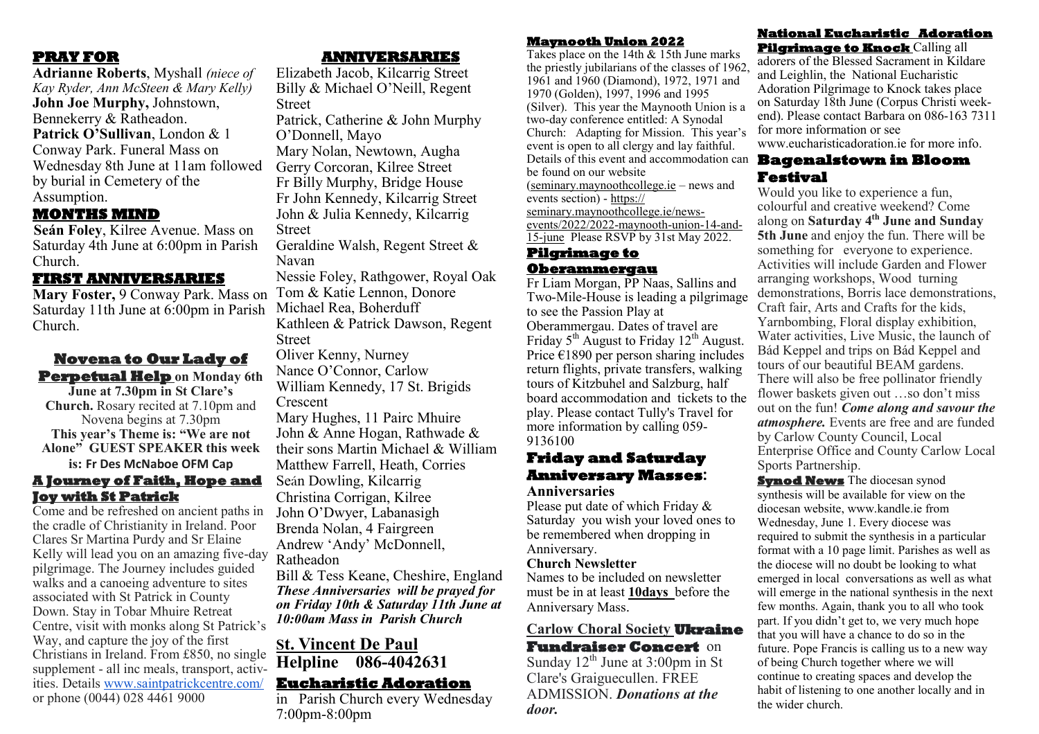## PRAY FOR

**Adrianne Roberts**, Myshall *(niece of Kay Ryder, Ann McSteen & Mary Kelly)*
**John Joe Murphy,** Johnstown, Bennekerry & Ratheadon.
**Patrick O'Sullivan**, London & 1 Conway Park. Funeral Mass on Wednesday 8th June at 11am followed by burial in Cemetery of the Assumption.

## MONTHS MIND

**Seán Foley**, Kilree Avenue. Mass on Saturday 4th June at 6:00pm in Parish Church.

## FIRST ANNIVERSARIES

**Mary Foster,** 9 Conway Park. Mass on Saturday 11th June at 6:00pm in Parish Church.

## Novena to Our Lady of Perpetual Help

**on Monday 6th June at 7.30pm in St Clare's Church.** Rosary recited at 7.10pm and Novena begins at 7.30pm
**This year's Theme is: "We are not Alone" GUEST SPEAKER this week is: Fr Des McNaboe OFM Cap**

## A Journey of Faith, Hope and Joy with St Patrick

Come and be refreshed on ancient paths in the cradle of Christianity in Ireland. Poor Clares Sr Martina Purdy and Sr Elaine Kelly will lead you on an amazing five-day pilgrimage. The Journey includes guided walks and a canoeing adventure to sites associated with St Patrick in County Down. Stay in Tobar Mhuire Retreat Centre, visit with monks along St Patrick's Way, and capture the joy of the first Christians in Ireland. From £850, no single supplement - all inc meals, transport, activities. Details www.saintpatrickcentre.com/ or phone (0044) 028 4461 9000

## ANNIVERSARIES

Elizabeth Jacob, Kilcarrig Street
Billy & Michael O'Neill, Regent Street
Patrick, Catherine & John Murphy O'Donnell, Mayo
Mary Nolan, Newtown, Augha
Gerry Corcoran, Kilree Street
Fr Billy Murphy, Bridge House
Fr John Kennedy, Kilcarrig Street
John & Julia Kennedy, Kilcarrig Street
Geraldine Walsh, Regent Street & Navan
Nessie Foley, Rathgower, Royal Oak
Tom & Katie Lennon, Donore
Michael Rea, Boherduff
Kathleen & Patrick Dawson, Regent Street
Oliver Kenny, Nurney
Nance O'Connor, Carlow
William Kennedy, 17 St. Brigids Crescent
Mary Hughes, 11 Pairc Mhuire
John & Anne Hogan, Rathwade & their sons Martin Michael & William
Matthew Farrell, Heath, Corries
Seán Dowling, Kilcarrig
Christina Corrigan, Kilree
John O'Dwyer, Labanasigh
Brenda Nolan, 4 Fairgreen
Andrew 'Andy' McDonnell, Ratheadon
Bill & Tess Keane, Cheshire, England
***These Anniversaries will be prayed for on Friday 10th & Saturday 11th June at 10:00am Mass in Parish Church***

## St. Vincent De Paul Helpline 086-4042631

## Eucharistic Adoration

in Parish Church every Wednesday 7:00pm-8:00pm

## Maynooth Union 2022

Takes place on the 14th & 15th June marks the priestly jubilarians of the classes of 1962, 1961 and 1960 (Diamond), 1972, 1971 and 1970 (Golden), 1997, 1996 and 1995 (Silver). This year the Maynooth Union is a two-day conference entitled: A Synodal Church: Adapting for Mission. This year's event is open to all clergy and lay faithful. Details of this event and accommodation can be found on our website (seminary.maynoothcollege.ie – news and events section) - https://seminary.maynoothcollege.ie/news-events/2022/2022-maynooth-union-14-and-15-june Please RSVP by 31st May 2022.

## Pilgrimage to Oberammergau

Fr Liam Morgan, PP Naas, Sallins and Two-Mile-House is leading a pilgrimage to see the Passion Play at Oberammergau. Dates of travel are Friday 5th August to Friday 12th August. Price €1890 per person sharing includes return flights, private transfers, walking tours of Kitzbuhel and Salzburg, half board accommodation and tickets to the play. Please contact Tully's Travel for more information by calling 059-9136100

## Friday and Saturday Anniversary Masses:

**Anniversaries**

Please put date of which Friday & Saturday you wish your loved ones to be remembered when dropping in Anniversary.

**Church Newsletter**

Names to be included on newsletter must be in at least **10days** before the Anniversary Mass.

## Carlow Choral Society Ukraine Fundraiser Concert

on Sunday 12th June at 3:00pm in St Clare's Graiguecullen. FREE ADMISSION. ***Donations at the door.***

## National Eucharistic Adoration Pilgrimage to Knock

Calling all adorers of the Blessed Sacrament in Kildare and Leighlin, the National Eucharistic Adoration Pilgrimage to Knock takes place on Saturday 18th June (Corpus Christi weekend). Please contact Barbara on 086-163 7311 for more information or see www.eucharisticadoration.ie for more info.

## Bagenalstown in Bloom Festival

Would you like to experience a fun, colourful and creative weekend? Come along on **Saturday 4th June and Sunday 5th June** and enjoy the fun. There will be something for everyone to experience. Activities will include Garden and Flower arranging workshops, Wood turning demonstrations, Borris lace demonstrations, Craft fair, Arts and Crafts for the kids, Yarnbombing, Floral display exhibition, Water activities, Live Music, the launch of Bád Keppel and trips on Bád Keppel and tours of our beautiful BEAM gardens. There will also be free pollinator friendly flower baskets given out …so don't miss out on the fun! ***Come along and savour the atmosphere.*** Events are free and are funded by Carlow County Council, Local Enterprise Office and County Carlow Local Sports Partnership.

## Synod News

The diocesan synod synthesis will be available for view on the diocesan website, www.kandle.ie from Wednesday, June 1. Every diocese was required to submit the synthesis in a particular format with a 10 page limit. Parishes as well as the diocese will no doubt be looking to what emerged in local conversations as well as what will emerge in the national synthesis in the next few months. Again, thank you to all who took part. If you didn't get to, we very much hope that you will have a chance to do so in the future. Pope Francis is calling us to a new way of being Church together where we will continue to creating spaces and develop the habit of listening to one another locally and in the wider church.